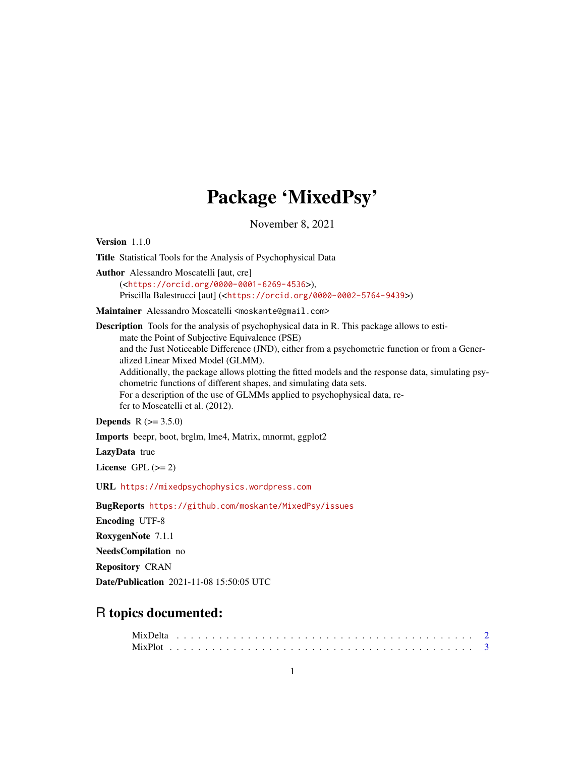# Package 'MixedPsy'

November 8, 2021

**Version** 1.1.0

**Title** Statistical Tools for the Analysis of Psychophysical Data

**Author** Alessandro Moscatelli [aut, cre] (<https://orcid.org/0000-0001-6269-4536>), Priscilla Balestrucci [aut] (<https://orcid.org/0000-0002-5764-9439>)

**Maintainer** Alessandro Moscatelli <moskante@gmail.com>

**Description** Tools for the analysis of psychophysical data in R. This package allows to estimate the Point of Subjective Equivalence (PSE) and the Just Noticeable Difference (JND), either from a psychometric function or from a Generalized Linear Mixed Model (GLMM). Additionally, the package allows plotting the fitted models and the response data, simulating psychometric functions of different shapes, and simulating data sets. For a description of the use of GLMMs applied to psychophysical data, refer to Moscatelli et al. (2012).

**Depends** R (>= 3.5.0)

**Imports** beepr, boot, brglm, lme4, Matrix, mnormt, ggplot2

**LazyData** true

**License** GPL (>= 2)

**URL** https://mixedpsychophysics.wordpress.com

**BugReports** https://github.com/moskante/MixedPsy/issues

**Encoding** UTF-8

**RoxygenNote** 7.1.1

**NeedsCompilation** no

**Repository** CRAN

**Date/Publication** 2021-11-08 15:50:05 UTC

## R topics documented:

MixDelta . . . . . . . . . . . . . . . . . . . . . . . . . . . . . . . . . . . . . . . . . 2
MixPlot . . . . . . . . . . . . . . . . . . . . . . . . . . . . . . . . . . . . . . . . . . 3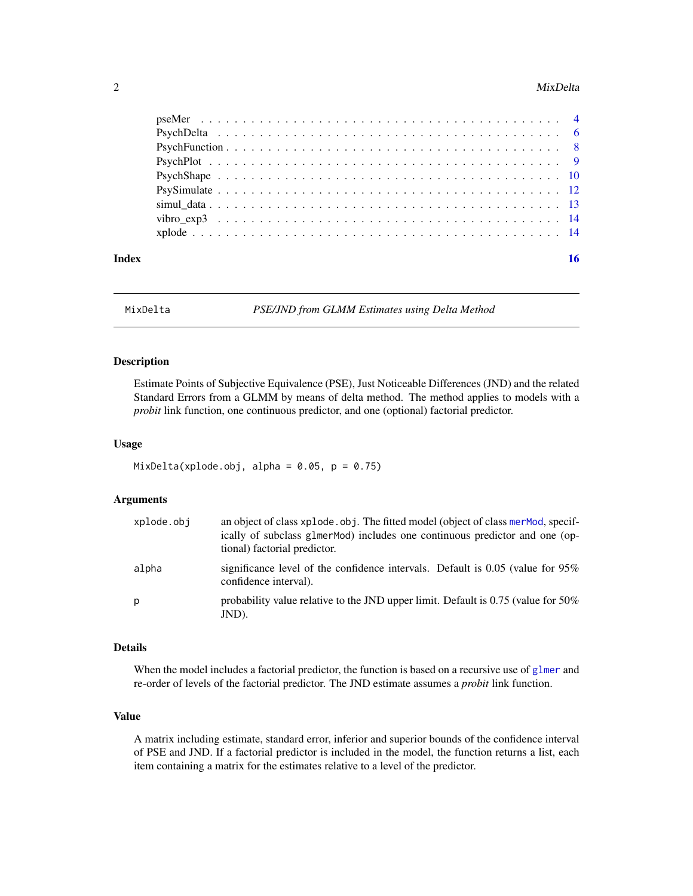| | |
|---|---|
| pseMer | 4 |
| PsychDelta | 6 |
| PsychFunction | 8 |
| PsychPlot | 9 |
| PsychShape | 10 |
| PsySimulate | 12 |
| simul_data | 13 |
| vibro_exp3 | 14 |
| xplode | 14 |

**Index** **16**

---

## MixDelta — *PSE/JND from GLMM Estimates using Delta Method*

---

### Description

Estimate Points of Subjective Equivalence (PSE), Just Noticeable Differences (JND) and the related Standard Errors from a GLMM by means of delta method. The method applies to models with a *probit* link function, one continuous predictor, and one (optional) factorial predictor.

### Usage

```
MixDelta(xplode.obj, alpha = 0.05, p = 0.75)
```

### Arguments

| | |
|---|---|
| `xplode.obj` | an object of class `xplode.obj`. The fitted model (object of class `merMod`, specifically of subclass `glmerMod`) includes one continuous predictor and one (optional) factorial predictor. |
| `alpha` | significance level of the confidence intervals. Default is 0.05 (value for 95% confidence interval). |
| `p` | probability value relative to the JND upper limit. Default is 0.75 (value for 50% JND). |

### Details

When the model includes a factorial predictor, the function is based on a recursive use of `glmer` and re-order of levels of the factorial predictor. The JND estimate assumes a *probit* link function.

### Value

A matrix including estimate, standard error, inferior and superior bounds of the confidence interval of PSE and JND. If a factorial predictor is included in the model, the function returns a list, each item containing a matrix for the estimates relative to a level of the predictor.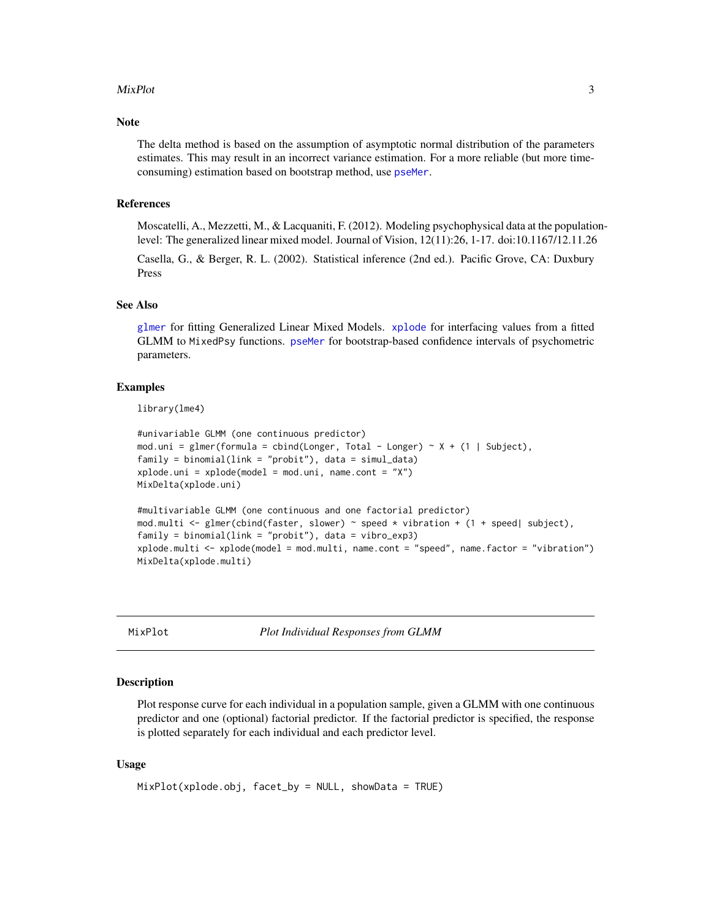## Note

The delta method is based on the assumption of asymptotic normal distribution of the parameters estimates. This may result in an incorrect variance estimation. For a more reliable (but more time-consuming) estimation based on bootstrap method, use `pseMer`.

## References

Moscatelli, A., Mezzetti, M., & Lacquaniti, F. (2012). Modeling psychophysical data at the population-level: The generalized linear mixed model. Journal of Vision, 12(11):26, 1-17. doi:10.1167/12.11.26

Casella, G., & Berger, R. L. (2002). Statistical inference (2nd ed.). Pacific Grove, CA: Duxbury Press

## See Also

`glmer` for fitting Generalized Linear Mixed Models. `xplode` for interfacing values from a fitted GLMM to `MixedPsy` functions. `pseMer` for bootstrap-based confidence intervals of psychometric parameters.

## Examples

```
library(lme4)

#univariable GLMM (one continuous predictor)
mod.uni = glmer(formula = cbind(Longer, Total - Longer) ~ X + (1 | Subject),
family = binomial(link = "probit"), data = simul_data)
xplode.uni = xplode(model = mod.uni, name.cont = "X")
MixDelta(xplode.uni)

#multivariable GLMM (one continuous and one factorial predictor)
mod.multi <- glmer(cbind(faster, slower) ~ speed * vibration + (1 + speed| subject),
family = binomial(link = "probit"), data = vibro_exp3)
xplode.multi <- xplode(model = mod.multi, name.cont = "speed", name.factor = "vibration")
MixDelta(xplode.multi)
```

---

# MixPlot — *Plot Individual Responses from GLMM*

## Description

Plot response curve for each individual in a population sample, given a GLMM with one continuous predictor and one (optional) factorial predictor. If the factorial predictor is specified, the response is plotted separately for each individual and each predictor level.

## Usage

```
MixPlot(xplode.obj, facet_by = NULL, showData = TRUE)
```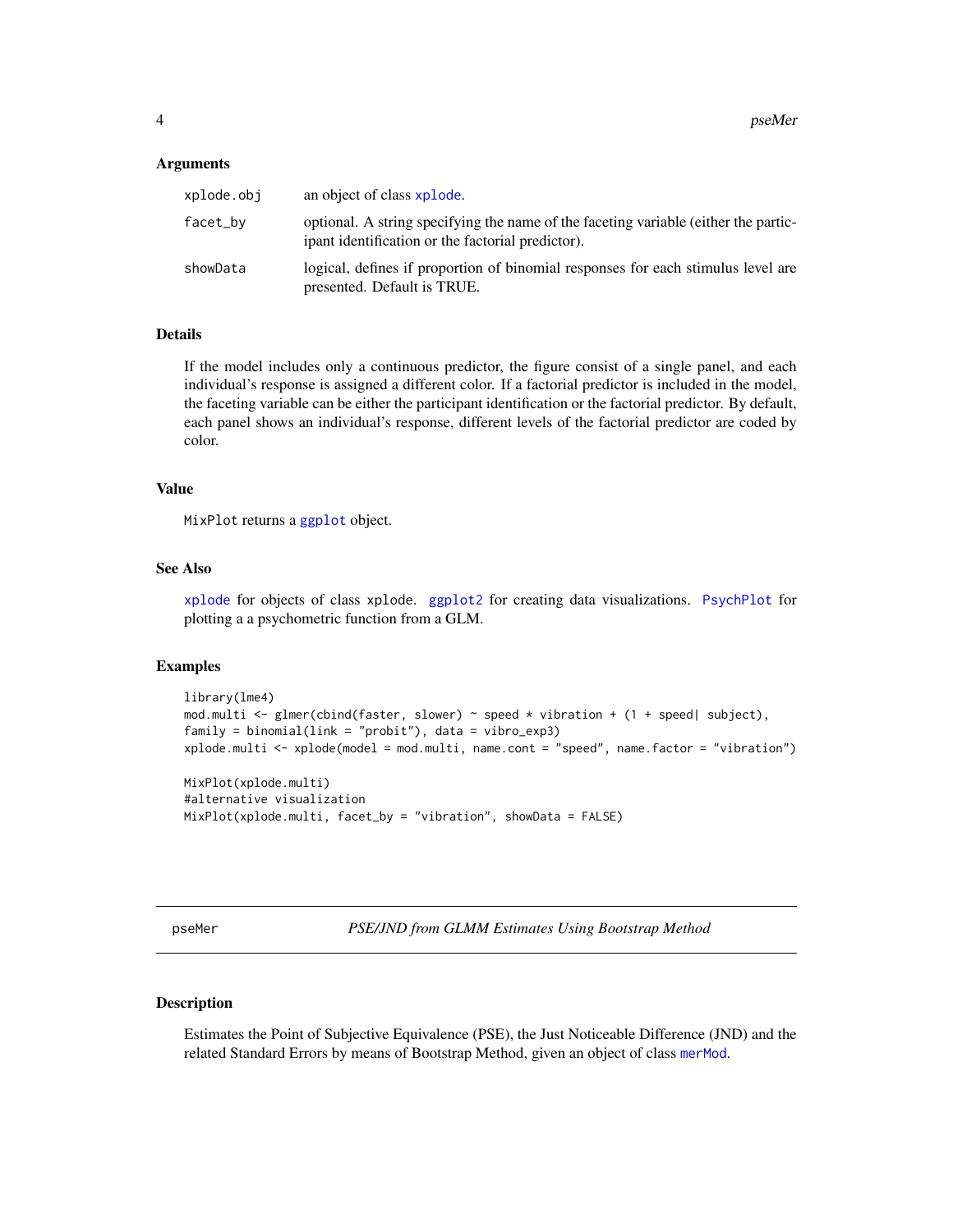### Arguments

| | |
|---|---|
| xplode.obj | an object of class xplode. |
| facet_by | optional. A string specifying the name of the faceting variable (either the participant identification or the factorial predictor). |
| showData | logical, defines if proportion of binomial responses for each stimulus level are presented. Default is TRUE. |

### Details

If the model includes only a continuous predictor, the figure consist of a single panel, and each individual's response is assigned a different color. If a factorial predictor is included in the model, the faceting variable can be either the participant identification or the factorial predictor. By default, each panel shows an individual's response, different levels of the factorial predictor are coded by color.

### Value

MixPlot returns a ggplot object.

### See Also

xplode for objects of class xplode. ggplot2 for creating data visualizations. PsychPlot for plotting a a psychometric function from a GLM.

### Examples

```
library(lme4)
mod.multi <- glmer(cbind(faster, slower) ~ speed * vibration + (1 + speed| subject),
family = binomial(link = "probit"), data = vibro_exp3)
xplode.multi <- xplode(model = mod.multi, name.cont = "speed", name.factor = "vibration")

MixPlot(xplode.multi)
#alternative visualization
MixPlot(xplode.multi, facet_by = "vibration", showData = FALSE)
```

---

## pseMer — *PSE/JND from GLMM Estimates Using Bootstrap Method*

### Description

Estimates the Point of Subjective Equivalence (PSE), the Just Noticeable Difference (JND) and the related Standard Errors by means of Bootstrap Method, given an object of class merMod.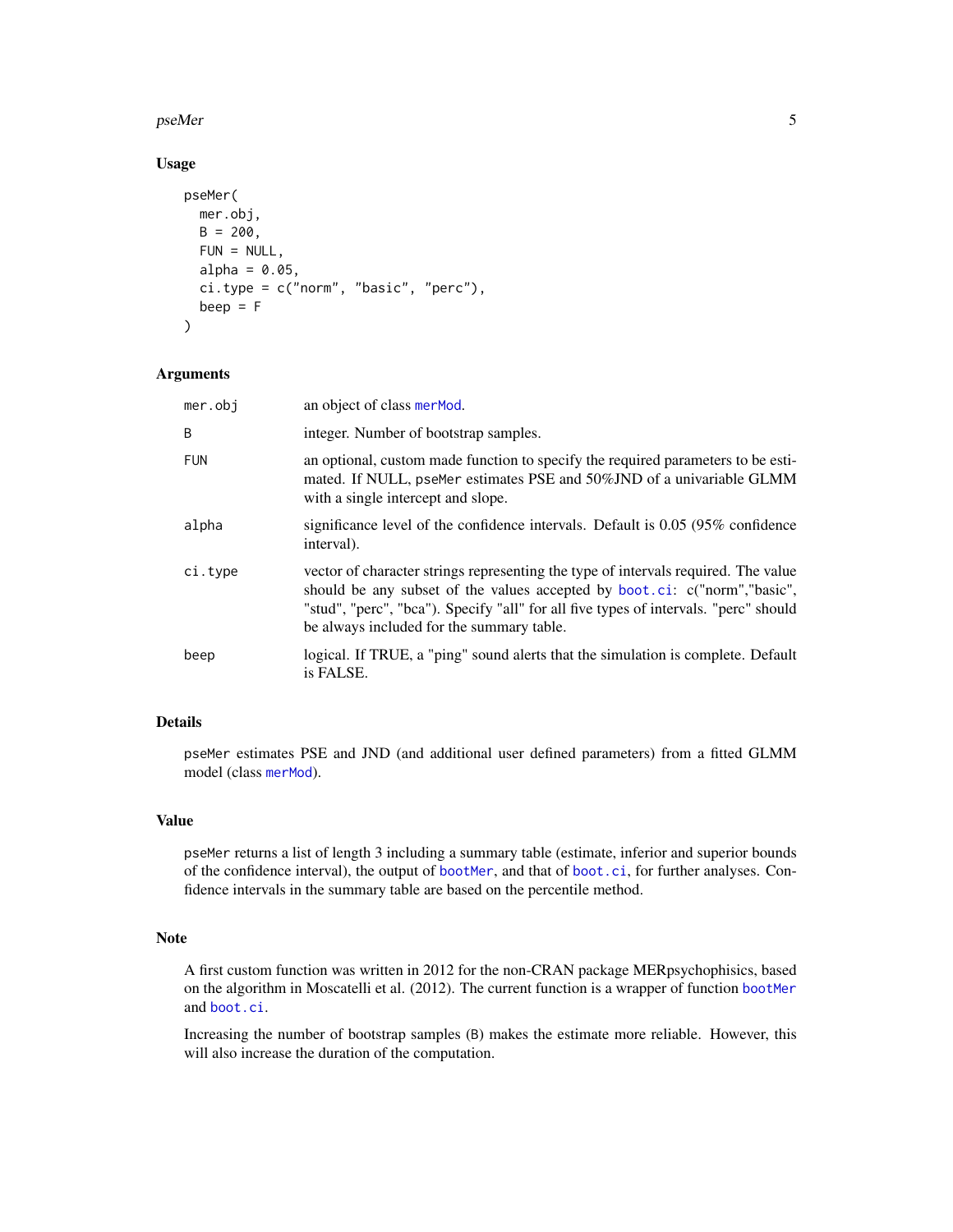## Usage

```
pseMer(
  mer.obj,
  B = 200,
  FUN = NULL,
  alpha = 0.05,
  ci.type = c("norm", "basic", "perc"),
  beep = F
)
```

## Arguments

| | |
|---|---|
| mer.obj | an object of class merMod. |
| B | integer. Number of bootstrap samples. |
| FUN | an optional, custom made function to specify the required parameters to be estimated. If NULL, pseMer estimates PSE and 50%JND of a univariable GLMM with a single intercept and slope. |
| alpha | significance level of the confidence intervals. Default is 0.05 (95% confidence interval). |
| ci.type | vector of character strings representing the type of intervals required. The value should be any subset of the values accepted by boot.ci: c("norm","basic", "stud", "perc", "bca"). Specify "all" for all five types of intervals. "perc" should be always included for the summary table. |
| beep | logical. If TRUE, a "ping" sound alerts that the simulation is complete. Default is FALSE. |

## Details

pseMer estimates PSE and JND (and additional user defined parameters) from a fitted GLMM model (class merMod).

## Value

pseMer returns a list of length 3 including a summary table (estimate, inferior and superior bounds of the confidence interval), the output of bootMer, and that of boot.ci, for further analyses. Confidence intervals in the summary table are based on the percentile method.

## Note

A first custom function was written in 2012 for the non-CRAN package MERpsychophisics, based on the algorithm in Moscatelli et al. (2012). The current function is a wrapper of function bootMer and boot.ci.

Increasing the number of bootstrap samples (B) makes the estimate more reliable. However, this will also increase the duration of the computation.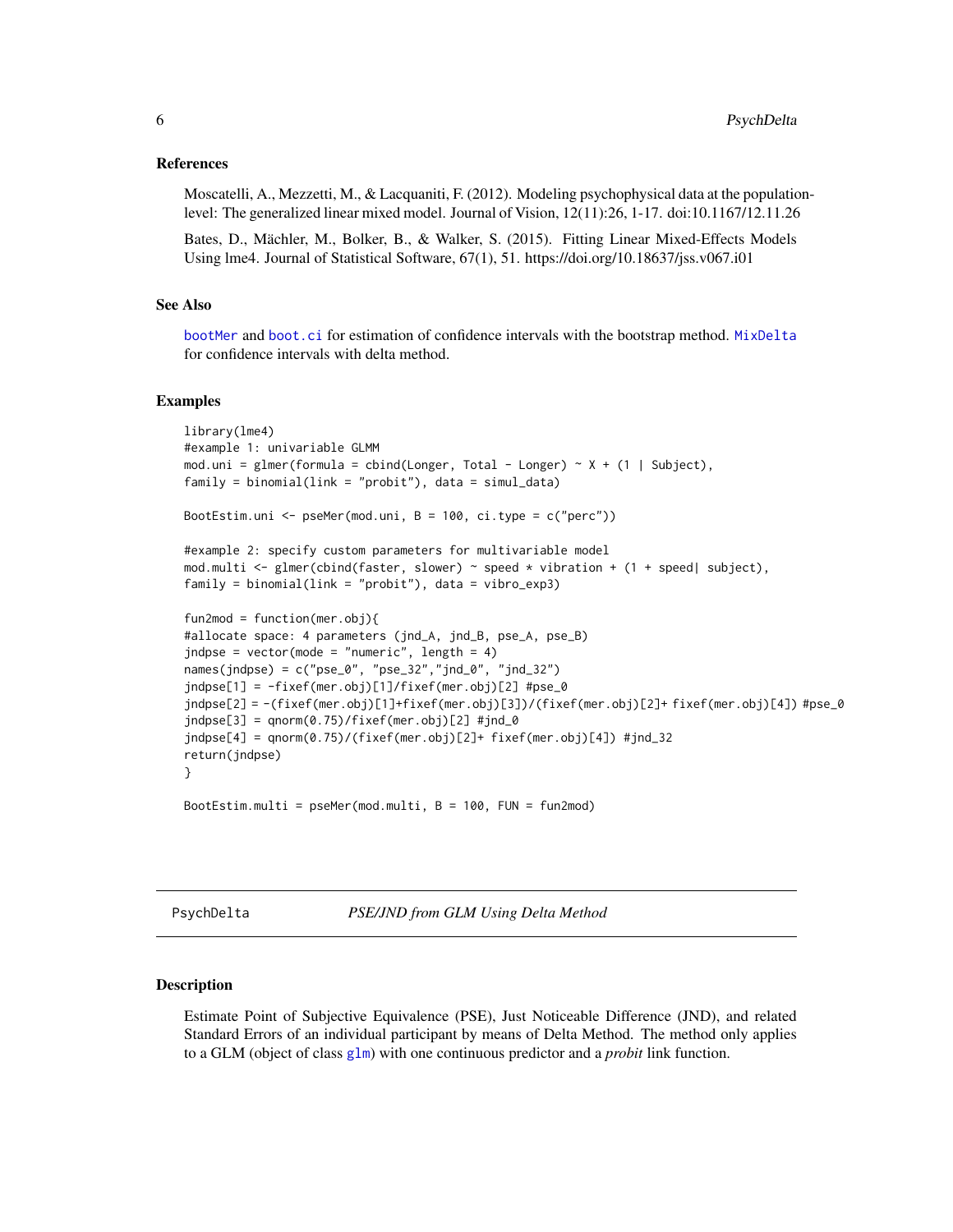### References

Moscatelli, A., Mezzetti, M., & Lacquaniti, F. (2012). Modeling psychophysical data at the population-level: The generalized linear mixed model. Journal of Vision, 12(11):26, 1-17. doi:10.1167/12.11.26

Bates, D., Mächler, M., Bolker, B., & Walker, S. (2015). Fitting Linear Mixed-Effects Models Using lme4. Journal of Statistical Software, 67(1), 51. https://doi.org/10.18637/jss.v067.i01

### See Also

bootMer and boot.ci for estimation of confidence intervals with the bootstrap method. MixDelta for confidence intervals with delta method.

### Examples

```
library(lme4)
#example 1: univariable GLMM
mod.uni = glmer(formula = cbind(Longer, Total - Longer) ~ X + (1 | Subject),
family = binomial(link = "probit"), data = simul_data)

BootEstim.uni <- pseMer(mod.uni, B = 100, ci.type = c("perc"))

#example 2: specify custom parameters for multivariable model
mod.multi <- glmer(cbind(faster, slower) ~ speed * vibration + (1 + speed| subject),
family = binomial(link = "probit"), data = vibro_exp3)

fun2mod = function(mer.obj){
#allocate space: 4 parameters (jnd_A, jnd_B, pse_A, pse_B)
jndpse = vector(mode = "numeric", length = 4)
names(jndpse) = c("pse_0", "pse_32","jnd_0", "jnd_32")
jndpse[1] = -fixef(mer.obj)[1]/fixef(mer.obj)[2] #pse_0
jndpse[2] = -(fixef(mer.obj)[1]+fixef(mer.obj)[3])/(fixef(mer.obj)[2]+ fixef(mer.obj)[4]) #pse_0
jndpse[3] = qnorm(0.75)/fixef(mer.obj)[2] #jnd_0
jndpse[4] = qnorm(0.75)/(fixef(mer.obj)[2]+ fixef(mer.obj)[4]) #jnd_32
return(jndpse)
}

BootEstim.multi = pseMer(mod.multi, B = 100, FUN = fun2mod)
```

---

## PsychDelta — *PSE/JND from GLM Using Delta Method*

### Description

Estimate Point of Subjective Equivalence (PSE), Just Noticeable Difference (JND), and related Standard Errors of an individual participant by means of Delta Method. The method only applies to a GLM (object of class glm) with one continuous predictor and a *probit* link function.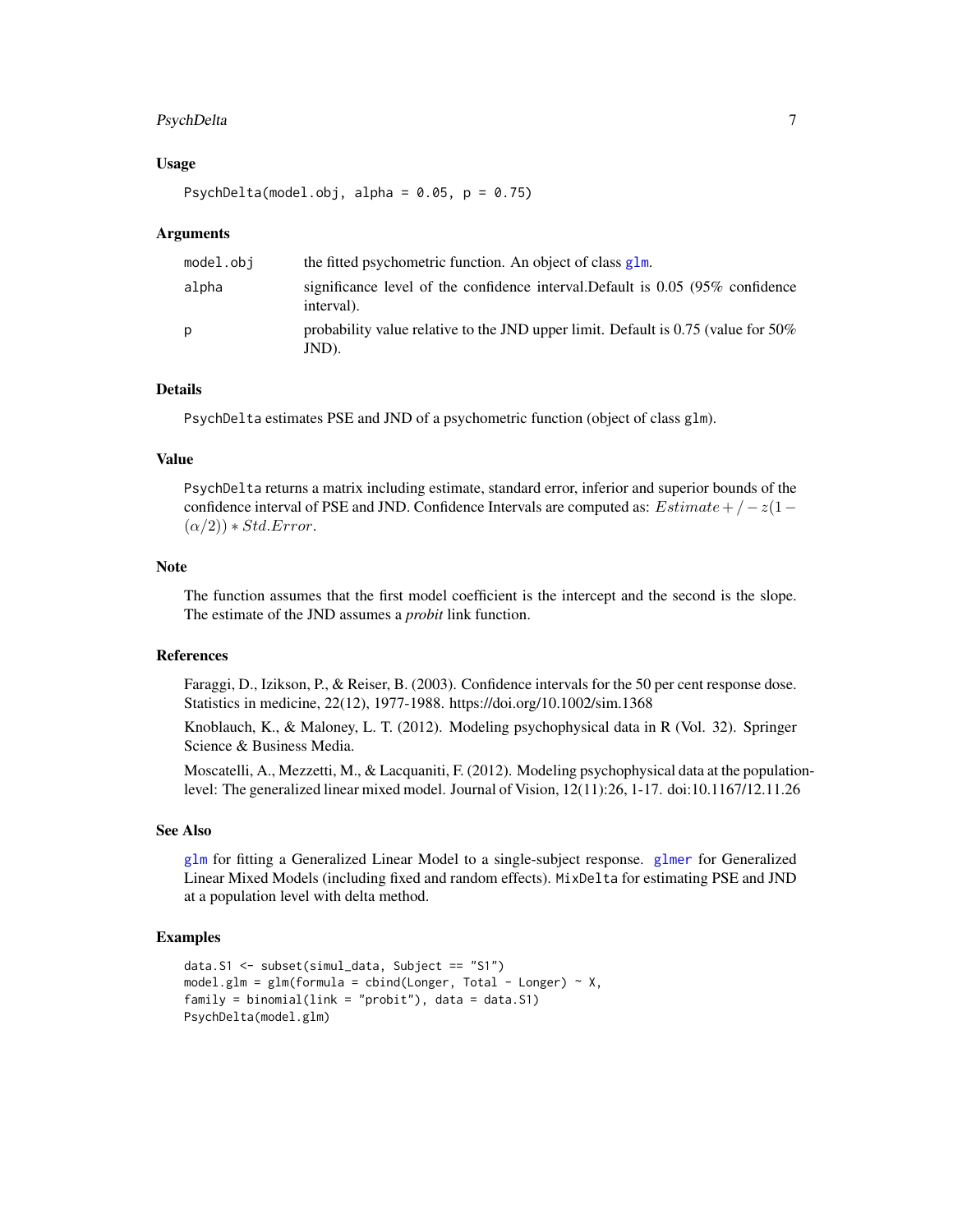### Usage

```
PsychDelta(model.obj, alpha = 0.05, p = 0.75)
```

### Arguments

| | |
|---|---|
| model.obj | the fitted psychometric function. An object of class glm. |
| alpha | significance level of the confidence interval.Default is 0.05 (95% confidence interval). |
| p | probability value relative to the JND upper limit. Default is 0.75 (value for 50% JND). |

### Details

`PsychDelta` estimates PSE and JND of a psychometric function (object of class `glm`).

### Value

`PsychDelta` returns a matrix including estimate, standard error, inferior and superior bounds of the confidence interval of PSE and JND. Confidence Intervals are computed as: $Estimate +/- z(1-(\alpha/2)) * Std.Error$.

### Note

The function assumes that the first model coefficient is the intercept and the second is the slope. The estimate of the JND assumes a *probit* link function.

### References

Faraggi, D., Izikson, P., & Reiser, B. (2003). Confidence intervals for the 50 per cent response dose. Statistics in medicine, 22(12), 1977-1988. https://doi.org/10.1002/sim.1368

Knoblauch, K., & Maloney, L. T. (2012). Modeling psychophysical data in R (Vol. 32). Springer Science & Business Media.

Moscatelli, A., Mezzetti, M., & Lacquaniti, F. (2012). Modeling psychophysical data at the population-level: The generalized linear mixed model. Journal of Vision, 12(11):26, 1-17. doi:10.1167/12.11.26

### See Also

`glm` for fitting a Generalized Linear Model to a single-subject response. `glmer` for Generalized Linear Mixed Models (including fixed and random effects). `MixDelta` for estimating PSE and JND at a population level with delta method.

### Examples

```
data.S1 <- subset(simul_data, Subject == "S1")
model.glm = glm(formula = cbind(Longer, Total - Longer) ~ X,
family = binomial(link = "probit"), data = data.S1)
PsychDelta(model.glm)
```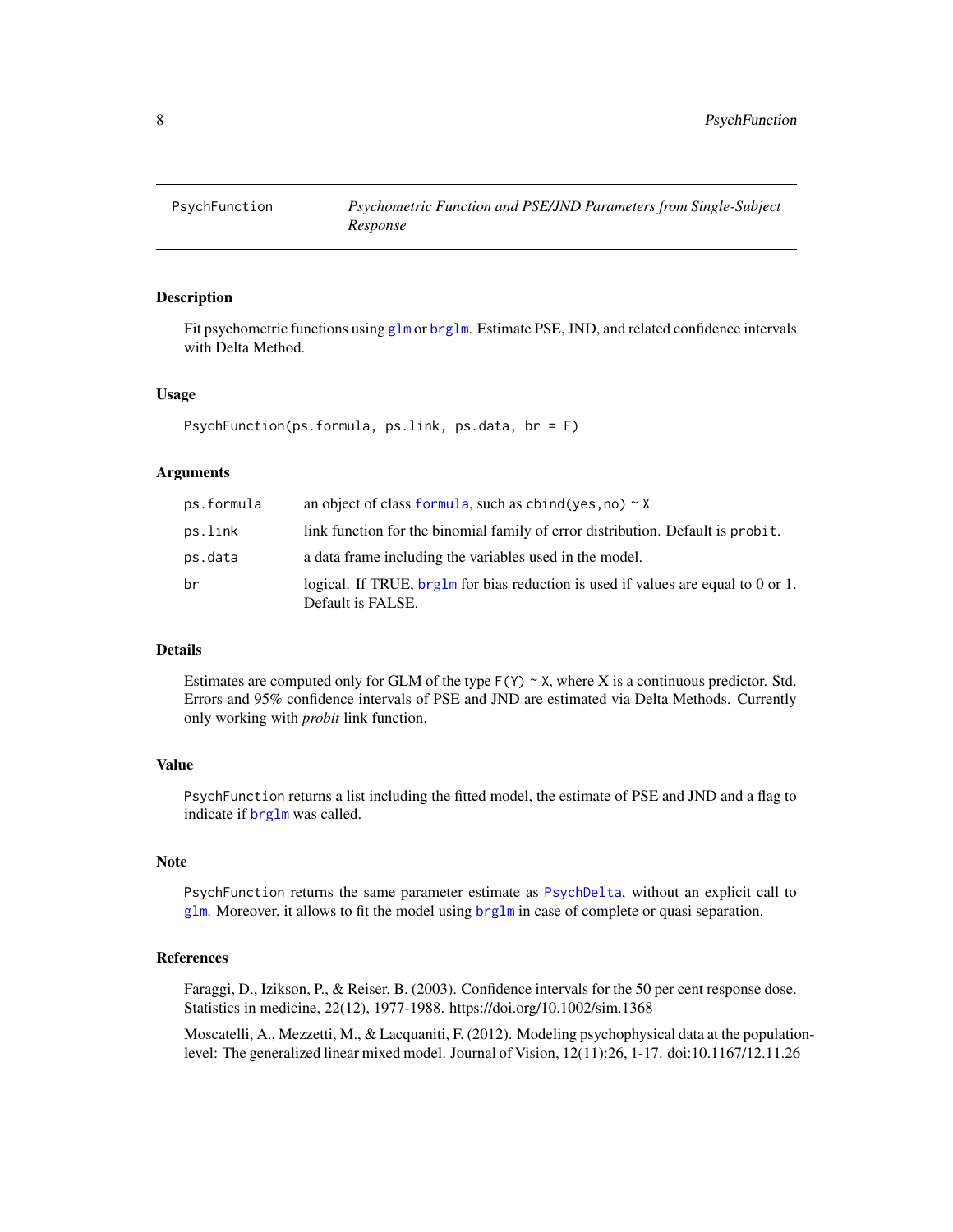# PsychFunction *Psychometric Function and PSE/JND Parameters from Single-Subject Response*

## Description

Fit psychometric functions using `glm` or `brglm`. Estimate PSE, JND, and related confidence intervals with Delta Method.

## Usage

```
PsychFunction(ps.formula, ps.link, ps.data, br = F)
```

## Arguments

| | |
|---|---|
| `ps.formula` | an object of class `formula`, such as `cbind(yes,no) ~ X` |
| `ps.link` | link function for the binomial family of error distribution. Default is `probit`. |
| `ps.data` | a data frame including the variables used in the model. |
| `br` | logical. If TRUE, `brglm` for bias reduction is used if values are equal to 0 or 1. Default is FALSE. |

## Details

Estimates are computed only for GLM of the type `F(Y) ~ X`, where X is a continuous predictor. Std. Errors and 95% confidence intervals of PSE and JND are estimated via Delta Methods. Currently only working with *probit* link function.

## Value

`PsychFunction` returns a list including the fitted model, the estimate of PSE and JND and a flag to indicate if `brglm` was called.

## Note

`PsychFunction` returns the same parameter estimate as `PsychDelta`, without an explicit call to `glm`. Moreover, it allows to fit the model using `brglm` in case of complete or quasi separation.

## References

Faraggi, D., Izikson, P., & Reiser, B. (2003). Confidence intervals for the 50 per cent response dose. Statistics in medicine, 22(12), 1977-1988. https://doi.org/10.1002/sim.1368

Moscatelli, A., Mezzetti, M., & Lacquaniti, F. (2012). Modeling psychophysical data at the population-level: The generalized linear mixed model. Journal of Vision, 12(11):26, 1-17. doi:10.1167/12.11.26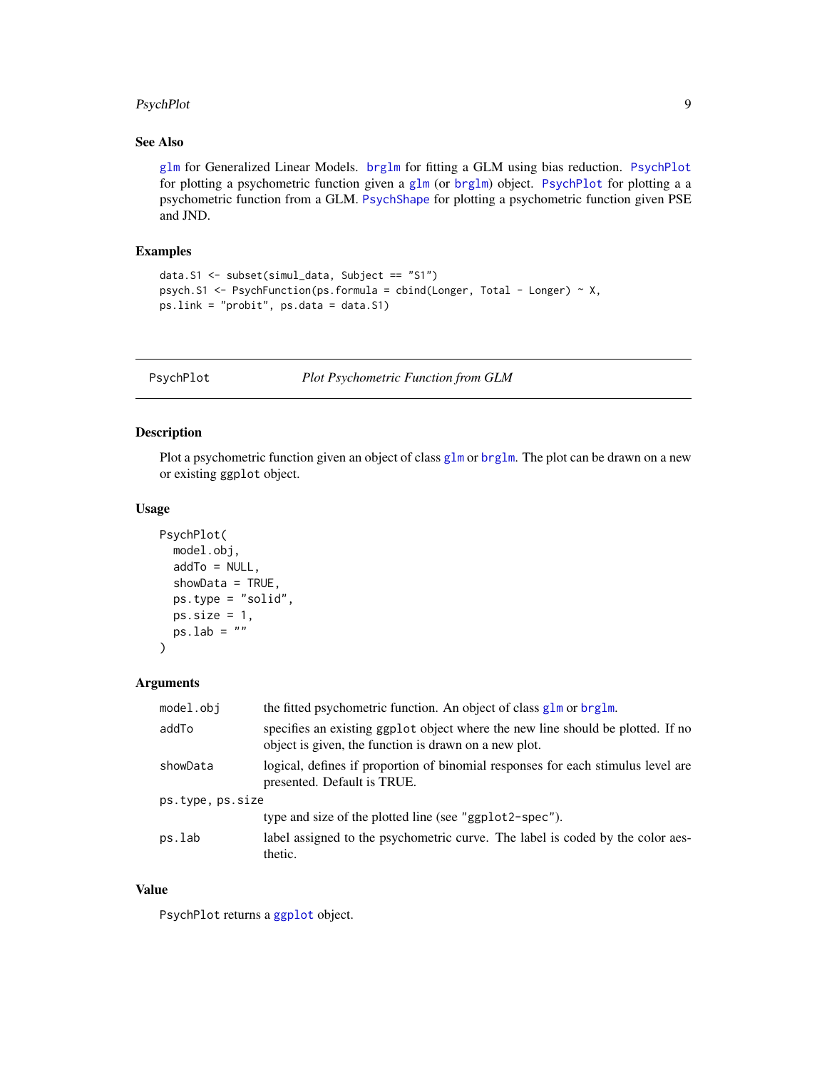## See Also

glm for Generalized Linear Models. brglm for fitting a GLM using bias reduction. PsychPlot for plotting a psychometric function given a glm (or brglm) object. PsychPlot for plotting a a psychometric function from a GLM. PsychShape for plotting a psychometric function given PSE and JND.

## Examples

```
data.S1 <- subset(simul_data, Subject == "S1")
psych.S1 <- PsychFunction(ps.formula = cbind(Longer, Total - Longer) ~ X,
ps.link = "probit", ps.data = data.S1)
```

---

# PsychPlot — *Plot Psychometric Function from GLM*

---

## Description

Plot a psychometric function given an object of class glm or brglm. The plot can be drawn on a new or existing ggplot object.

## Usage

```
PsychPlot(
  model.obj,
  addTo = NULL,
  showData = TRUE,
  ps.type = "solid",
  ps.size = 1,
  ps.lab = ""
)
```

## Arguments

| | |
|---|---|
| model.obj | the fitted psychometric function. An object of class glm or brglm. |
| addTo | specifies an existing ggplot object where the new line should be plotted. If no object is given, the function is drawn on a new plot. |
| showData | logical, defines if proportion of binomial responses for each stimulus level are presented. Default is TRUE. |
| ps.type, ps.size | type and size of the plotted line (see "ggplot2-spec"). |
| ps.lab | label assigned to the psychometric curve. The label is coded by the color aesthetic. |

## Value

PsychPlot returns a ggplot object.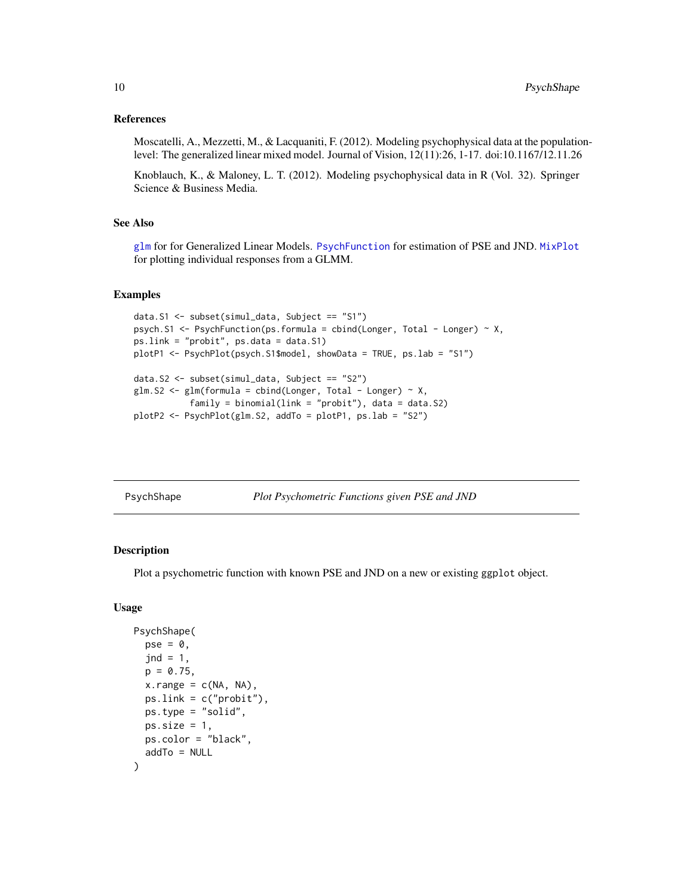### References

Moscatelli, A., Mezzetti, M., & Lacquaniti, F. (2012). Modeling psychophysical data at the population-level: The generalized linear mixed model. Journal of Vision, 12(11):26, 1-17. doi:10.1167/12.11.26

Knoblauch, K., & Maloney, L. T. (2012). Modeling psychophysical data in R (Vol. 32). Springer Science & Business Media.

### See Also

glm for for Generalized Linear Models. PsychFunction for estimation of PSE and JND. MixPlot for plotting individual responses from a GLMM.

### Examples

```
data.S1 <- subset(simul_data, Subject == "S1")
psych.S1 <- PsychFunction(ps.formula = cbind(Longer, Total - Longer) ~ X,
ps.link = "probit", ps.data = data.S1)
plotP1 <- PsychPlot(psych.S1$model, showData = TRUE, ps.lab = "S1")

data.S2 <- subset(simul_data, Subject == "S2")
glm.S2 <- glm(formula = cbind(Longer, Total - Longer) ~ X,
          family = binomial(link = "probit"), data = data.S2)
plotP2 <- PsychPlot(glm.S2, addTo = plotP1, ps.lab = "S2")
```

---

## PsychShape — *Plot Psychometric Functions given PSE and JND*

### Description

Plot a psychometric function with known PSE and JND on a new or existing ggplot object.

### Usage

```
PsychShape(
  pse = 0,
  jnd = 1,
  p = 0.75,
  x.range = c(NA, NA),
  ps.link = c("probit"),
  ps.type = "solid",
  ps.size = 1,
  ps.color = "black",
  addTo = NULL
)
```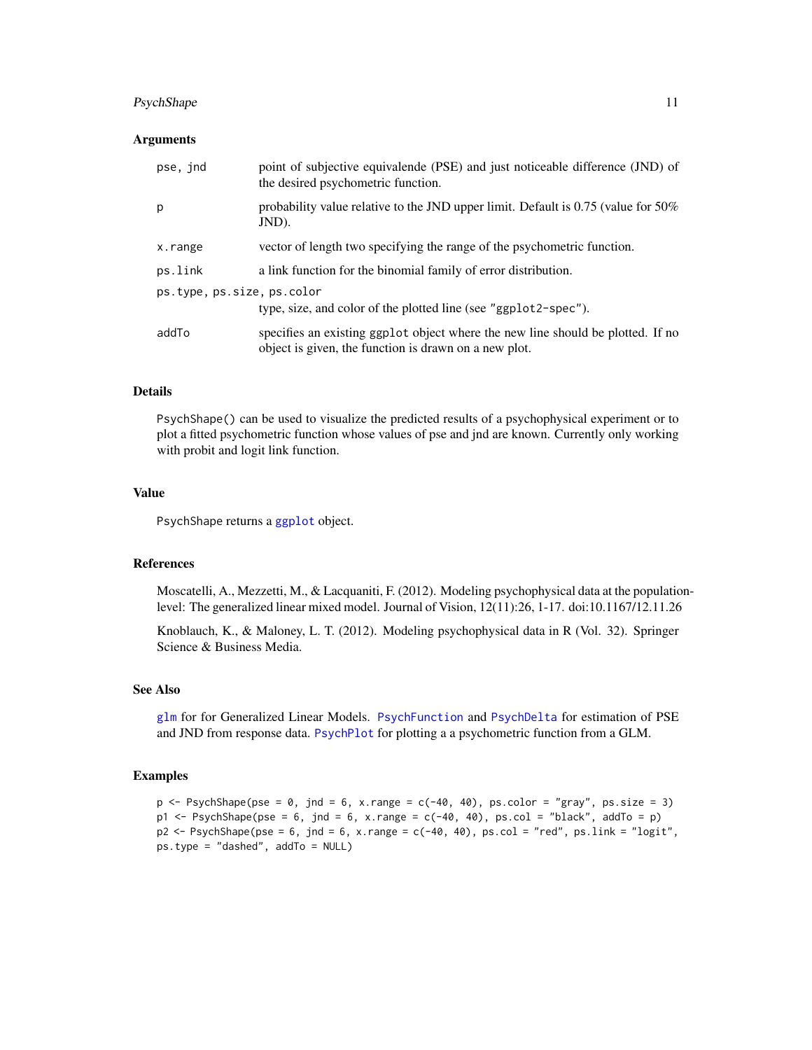## Arguments

| | |
|---|---|
| `pse, jnd` | point of subjective equivalende (PSE) and just noticeable difference (JND) of the desired psychometric function. |
| `p` | probability value relative to the JND upper limit. Default is 0.75 (value for 50% JND). |
| `x.range` | vector of length two specifying the range of the psychometric function. |
| `ps.link` | a link function for the binomial family of error distribution. |
| `ps.type, ps.size, ps.color` | type, size, and color of the plotted line (see `"ggplot2-spec"`). |
| `addTo` | specifies an existing `ggplot` object where the new line should be plotted. If no object is given, the function is drawn on a new plot. |

## Details

`PsychShape()` can be used to visualize the predicted results of a psychophysical experiment or to plot a fitted psychometric function whose values of pse and jnd are known. Currently only working with probit and logit link function.

## Value

`PsychShape` returns a `ggplot` object.

## References

Moscatelli, A., Mezzetti, M., & Lacquaniti, F. (2012). Modeling psychophysical data at the population-level: The generalized linear mixed model. Journal of Vision, 12(11):26, 1-17. doi:10.1167/12.11.26

Knoblauch, K., & Maloney, L. T. (2012). Modeling psychophysical data in R (Vol. 32). Springer Science & Business Media.

## See Also

`glm` for for Generalized Linear Models. `PsychFunction` and `PsychDelta` for estimation of PSE and JND from response data. `PsychPlot` for plotting a a psychometric function from a GLM.

## Examples

```
p <- PsychShape(pse = 0, jnd = 6, x.range = c(-40, 40), ps.color = "gray", ps.size = 3)
p1 <- PsychShape(pse = 6, jnd = 6, x.range = c(-40, 40), ps.col = "black", addTo = p)
p2 <- PsychShape(pse = 6, jnd = 6, x.range = c(-40, 40), ps.col = "red", ps.link = "logit",
ps.type = "dashed", addTo = NULL)
```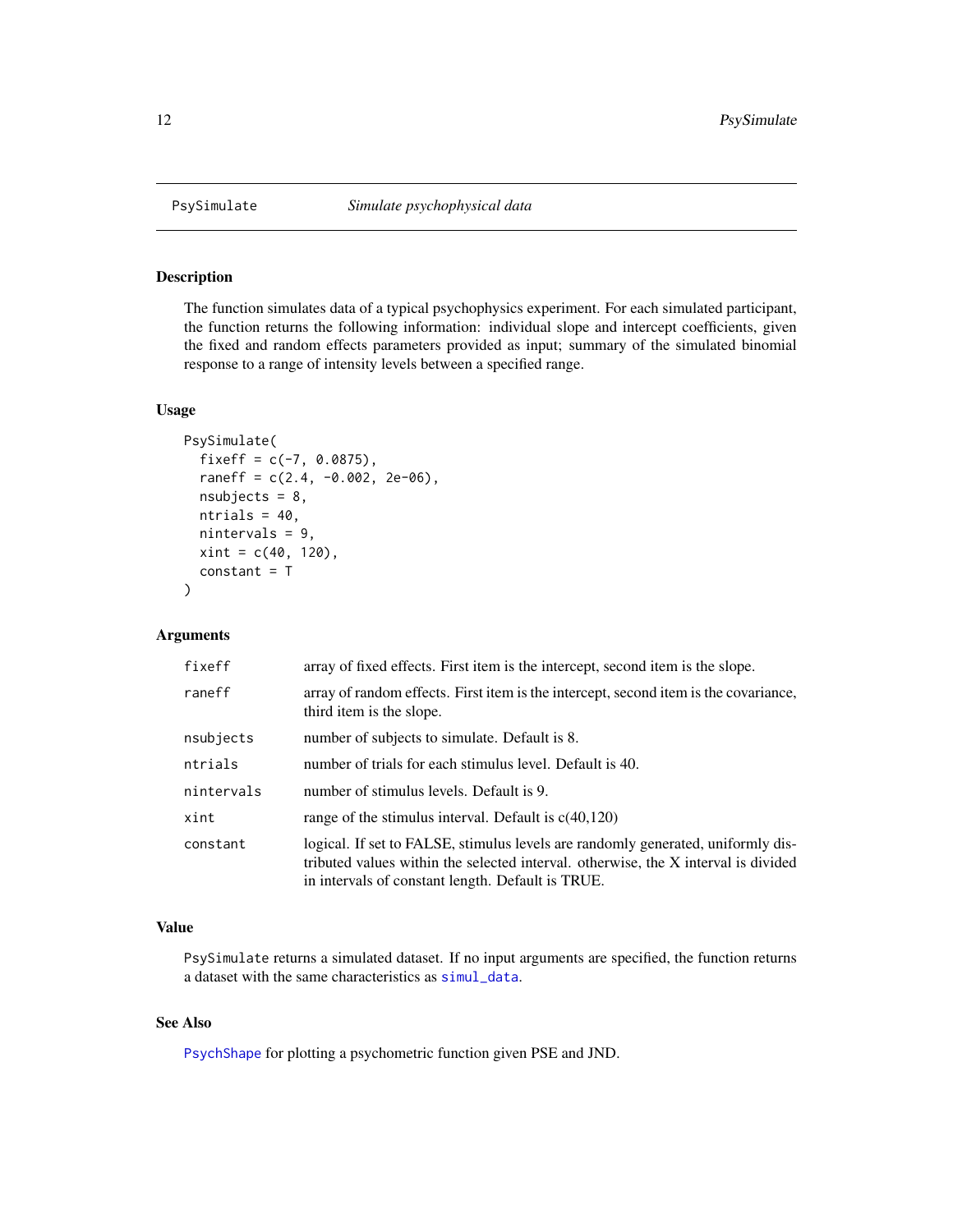# PsySimulate — *Simulate psychophysical data*

## Description

The function simulates data of a typical psychophysics experiment. For each simulated participant, the function returns the following information: individual slope and intercept coefficients, given the fixed and random effects parameters provided as input; summary of the simulated binomial response to a range of intensity levels between a specified range.

## Usage

```
PsySimulate(
  fixeff = c(-7, 0.0875),
  raneff = c(2.4, -0.002, 2e-06),
  nsubjects = 8,
  ntrials = 40,
  nintervals = 9,
  xint = c(40, 120),
  constant = T
)
```

## Arguments

| Argument | Description |
| --- | --- |
| `fixeff` | array of fixed effects. First item is the intercept, second item is the slope. |
| `raneff` | array of random effects. First item is the intercept, second item is the covariance, third item is the slope. |
| `nsubjects` | number of subjects to simulate. Default is 8. |
| `ntrials` | number of trials for each stimulus level. Default is 40. |
| `nintervals` | number of stimulus levels. Default is 9. |
| `xint` | range of the stimulus interval. Default is c(40,120) |
| `constant` | logical. If set to FALSE, stimulus levels are randomly generated, uniformly distributed values within the selected interval. otherwise, the X interval is divided in intervals of constant length. Default is TRUE. |

## Value

`PsySimulate` returns a simulated dataset. If no input arguments are specified, the function returns a dataset with the same characteristics as `simul_data`.

## See Also

`PsychShape` for plotting a psychometric function given PSE and JND.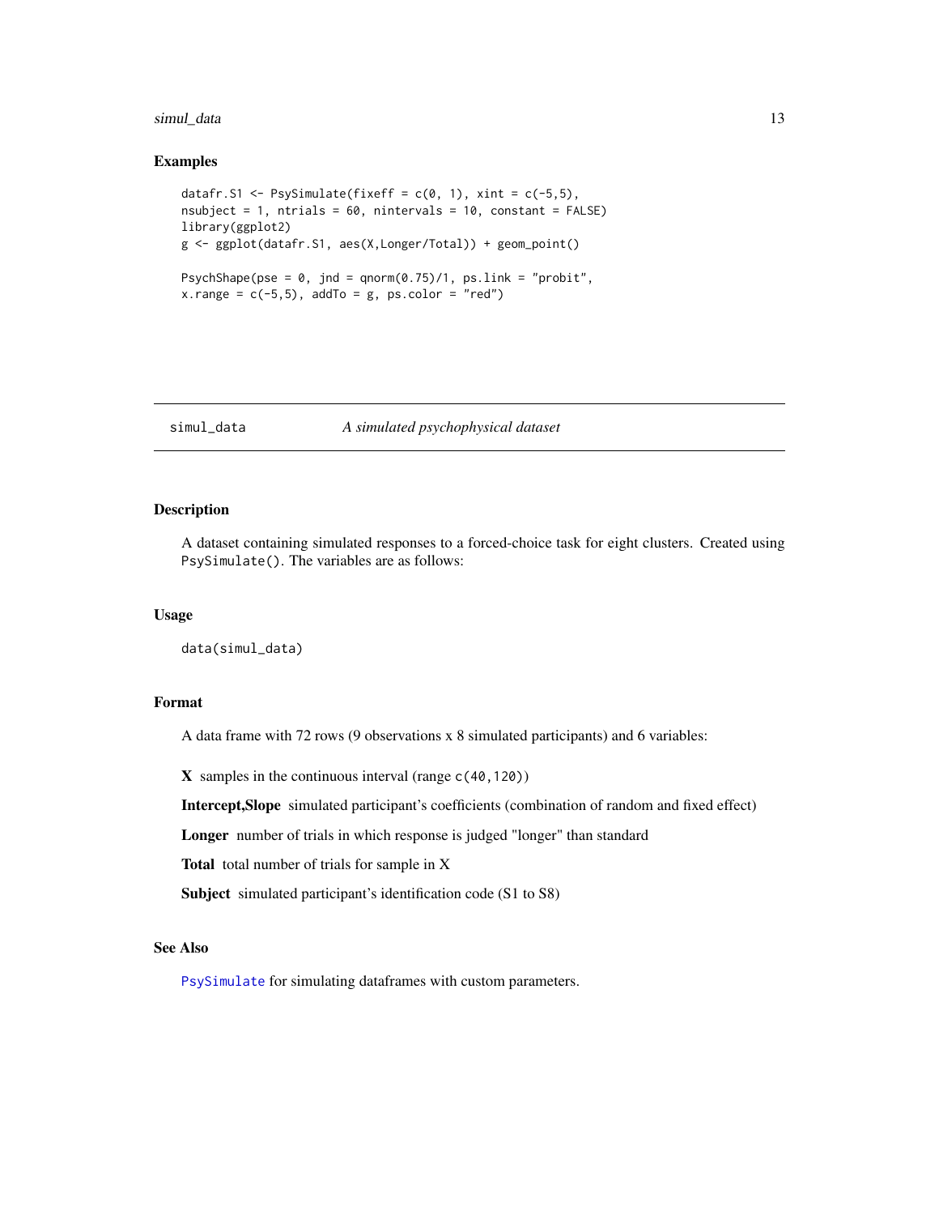### Examples

```
datafr.S1 <- PsySimulate(fixeff = c(0, 1), xint = c(-5,5),
nsubject = 1, ntrials = 60, nintervals = 10, constant = FALSE)
library(ggplot2)
g <- ggplot(datafr.S1, aes(X,Longer/Total)) + geom_point()

PsychShape(pse = 0, jnd = qnorm(0.75)/1, ps.link = "probit",
x.range = c(-5,5), addTo = g, ps.color = "red")
```

---

## simul_data — *A simulated psychophysical dataset*

### Description

A dataset containing simulated responses to a forced-choice task for eight clusters. Created using `PsySimulate()`. The variables are as follows:

### Usage

```
data(simul_data)
```

### Format

A data frame with 72 rows (9 observations x 8 simulated participants) and 6 variables:

**X** samples in the continuous interval (range `c(40,120)`)

**Intercept,Slope** simulated participant's coefficients (combination of random and fixed effect)

**Longer** number of trials in which response is judged "longer" than standard

**Total** total number of trials for sample in X

**Subject** simulated participant's identification code (S1 to S8)

### See Also

`PsySimulate` for simulating dataframes with custom parameters.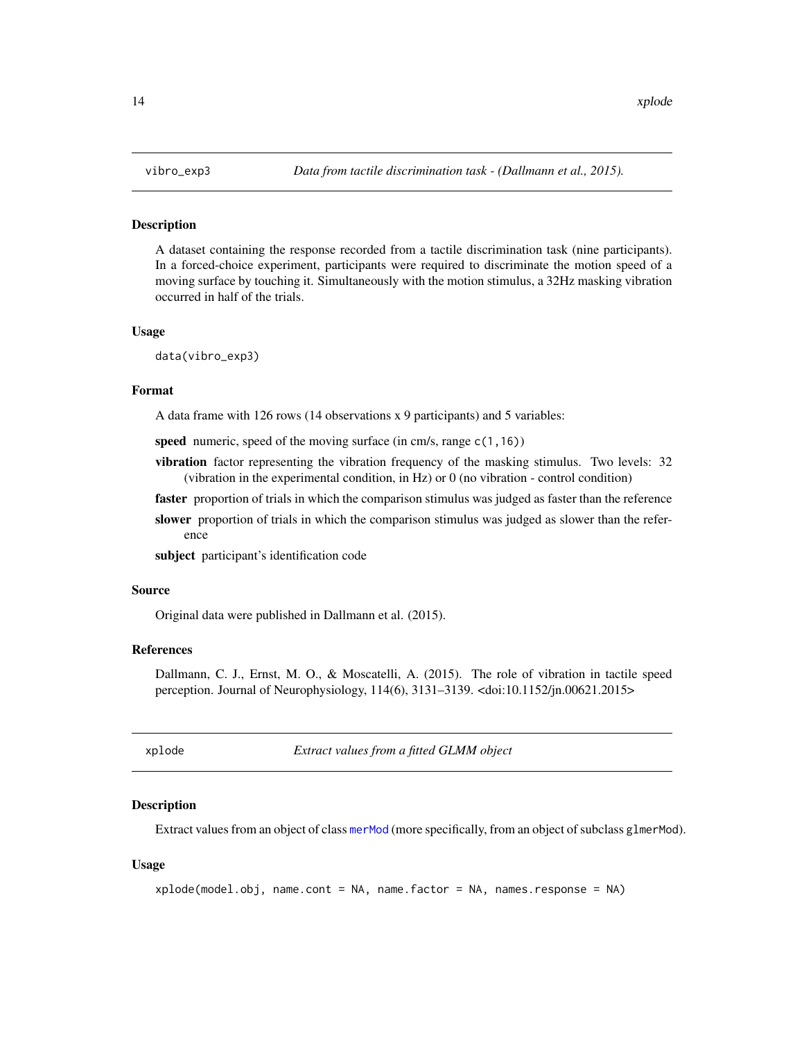## vibro_exp3 — *Data from tactile discrimination task - (Dallmann et al., 2015).*

### Description

A dataset containing the response recorded from a tactile discrimination task (nine participants). In a forced-choice experiment, participants were required to discriminate the motion speed of a moving surface by touching it. Simultaneously with the motion stimulus, a 32Hz masking vibration occurred in half of the trials.

### Usage

```
data(vibro_exp3)
```

### Format

A data frame with 126 rows (14 observations x 9 participants) and 5 variables:

**speed** numeric, speed of the moving surface (in cm/s, range `c(1,16)`)

**vibration** factor representing the vibration frequency of the masking stimulus. Two levels: 32 (vibration in the experimental condition, in Hz) or 0 (no vibration - control condition)

**faster** proportion of trials in which the comparison stimulus was judged as faster than the reference

**slower** proportion of trials in which the comparison stimulus was judged as slower than the reference

**subject** participant's identification code

### Source

Original data were published in Dallmann et al. (2015).

### References

Dallmann, C. J., Ernst, M. O., & Moscatelli, A. (2015). The role of vibration in tactile speed perception. Journal of Neurophysiology, 114(6), 3131–3139. <doi:10.1152/jn.00621.2015>

## xplode — *Extract values from a fitted GLMM object*

### Description

Extract values from an object of class merMod (more specifically, from an object of subclass `glmerMod`).

### Usage

```
xplode(model.obj, name.cont = NA, name.factor = NA, names.response = NA)
```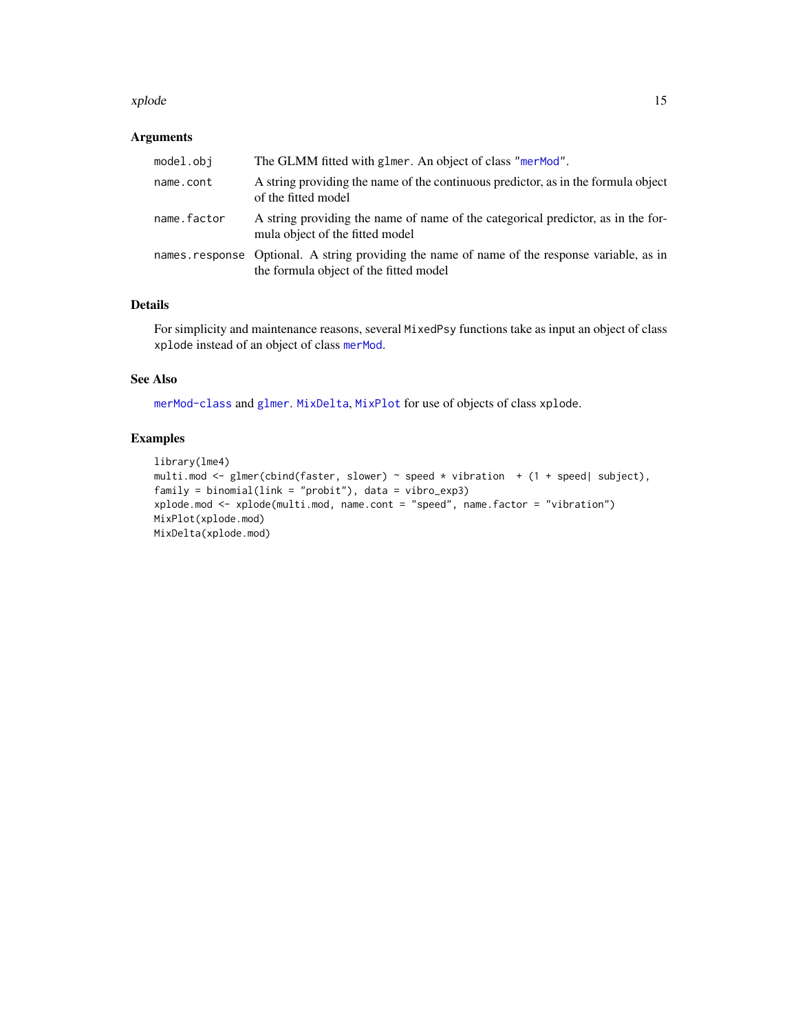## Arguments

| | |
|---|---|
| `model.obj` | The GLMM fitted with `glmer`. An object of class "`merMod`". |
| `name.cont` | A string providing the name of the continuous predictor, as in the formula object of the fitted model |
| `name.factor` | A string providing the name of name of the categorical predictor, as in the formula object of the fitted model |
| `names.response` | Optional. A string providing the name of name of the response variable, as in the formula object of the fitted model |

## Details

For simplicity and maintenance reasons, several `MixedPsy` functions take as input an object of class `xplode` instead of an object of class `merMod`.

## See Also

`merMod-class` and `glmer`. `MixDelta`, `MixPlot` for use of objects of class `xplode`.

## Examples

```
library(lme4)
multi.mod <- glmer(cbind(faster, slower) ~ speed * vibration  + (1 + speed| subject),
family = binomial(link = "probit"), data = vibro_exp3)
xplode.mod <- xplode(multi.mod, name.cont = "speed", name.factor = "vibration")
MixPlot(xplode.mod)
MixDelta(xplode.mod)
```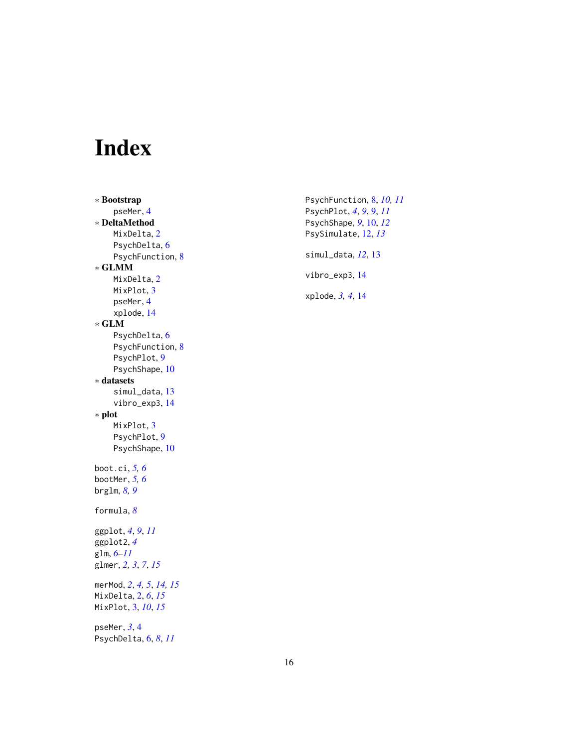# Index

∗ **Bootstrap**
- pseMer, 4

∗ **DeltaMethod**
- MixDelta, 2
- PsychDelta, 6
- PsychFunction, 8

∗ **GLMM**
- MixDelta, 2
- MixPlot, 3
- pseMer, 4
- xplode, 14

∗ **GLM**
- PsychDelta, 6
- PsychFunction, 8
- PsychPlot, 9
- PsychShape, 10

∗ **datasets**
- simul_data, 13
- vibro_exp3, 14

∗ **plot**
- MixPlot, 3
- PsychPlot, 9
- PsychShape, 10

boot.ci, *5, 6*
bootMer, *5, 6*
brglm, *8, 9*

formula, *8*

ggplot, *4*, *9*, *11*
ggplot2, *4*
glm, *6–11*
glmer, *2, 3*, *7*, *15*

merMod, *2*, *4, 5*, *14, 15*
MixDelta, 2, *6*, *15*
MixPlot, 3, *10*, *15*

pseMer, *3*, 4
PsychDelta, 6, *8*, *11*
PsychFunction, 8, *10, 11*
PsychPlot, *4*, *9*, 9, *11*
PsychShape, *9*, 10, *12*
PsySimulate, 12, *13*

simul_data, *12*, 13

vibro_exp3, 14

xplode, *3, 4*, 14